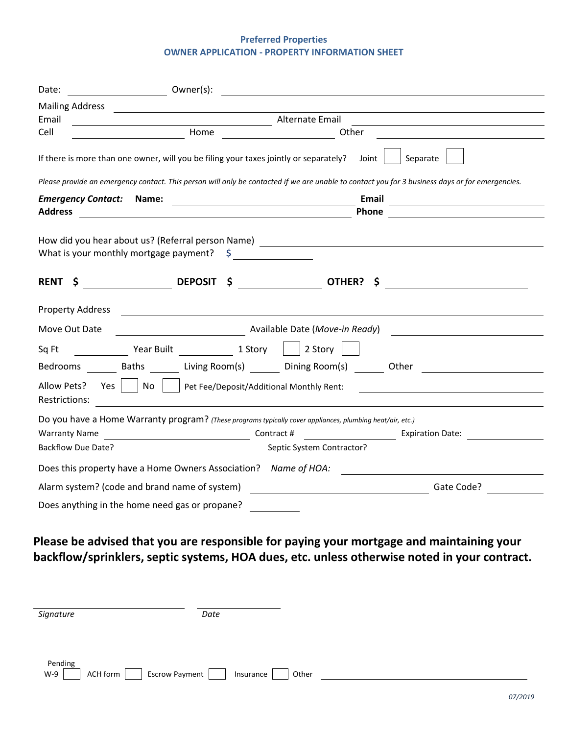**Preferred Properties**
**OWNER APPLICATION - PROPERTY INFORMATION SHEET**

Date: ______________ Owner(s): ______________________________

Mailing Address ______________________________

Email ______________________ Alternate Email ______________________

Cell ______________ Home ______________ Other ______________

If there is more than one owner, will you be filing your taxes jointly or separately? Joint ☐ Separate ☐

*Please provide an emergency contact. This person will only be contacted if we are unable to contact you for 3 business days or for emergencies.*

***Emergency Contact:*** **Name:** ______________________ **Email** ______________________

**Address** ______________________ **Phone** ______________________

How did you hear about us? (Referral person Name) ______________________

What is your monthly mortgage payment? $ ______________

**RENT $** ______________ **DEPOSIT $** ______________ **OTHER? $** ______________

Property Address ______________________________

Move Out Date ______________ Available Date (*Move-in Ready*) ______________

Sq Ft __________ Year Built __________ 1 Story ☐ 2 Story ☐

Bedrooms ______ Baths ______ Living Room(s) ______ Dining Room(s) ______ Other ______________

Allow Pets? Yes ☐ No ☐ Pet Fee/Deposit/Additional Monthly Rent: ______________

Restrictions: ______________________________

Do you have a Home Warranty program? *(These programs typically cover appliances, plumbing heat/air, etc.)*

Warranty Name ______________ Contract # ______________ Expiration Date: ______________

Backflow Due Date? ______________ Septic System Contractor? ______________

Does this property have a Home Owners Association? *Name of HOA:* ______________

Alarm system? (code and brand name of system) ______________ Gate Code? __________

Does anything in the home need gas or propane? __________

## Please be advised that you are responsible for paying your mortgage and maintaining your backflow/sprinklers, septic systems, HOA dues, etc. unless otherwise noted in your contract.

______________________ ______________

*Signature* *Date*

Pending

W-9 ☐ ACH form ☐ Escrow Payment ☐ Insurance ☐ Other ______________________

*07/2019*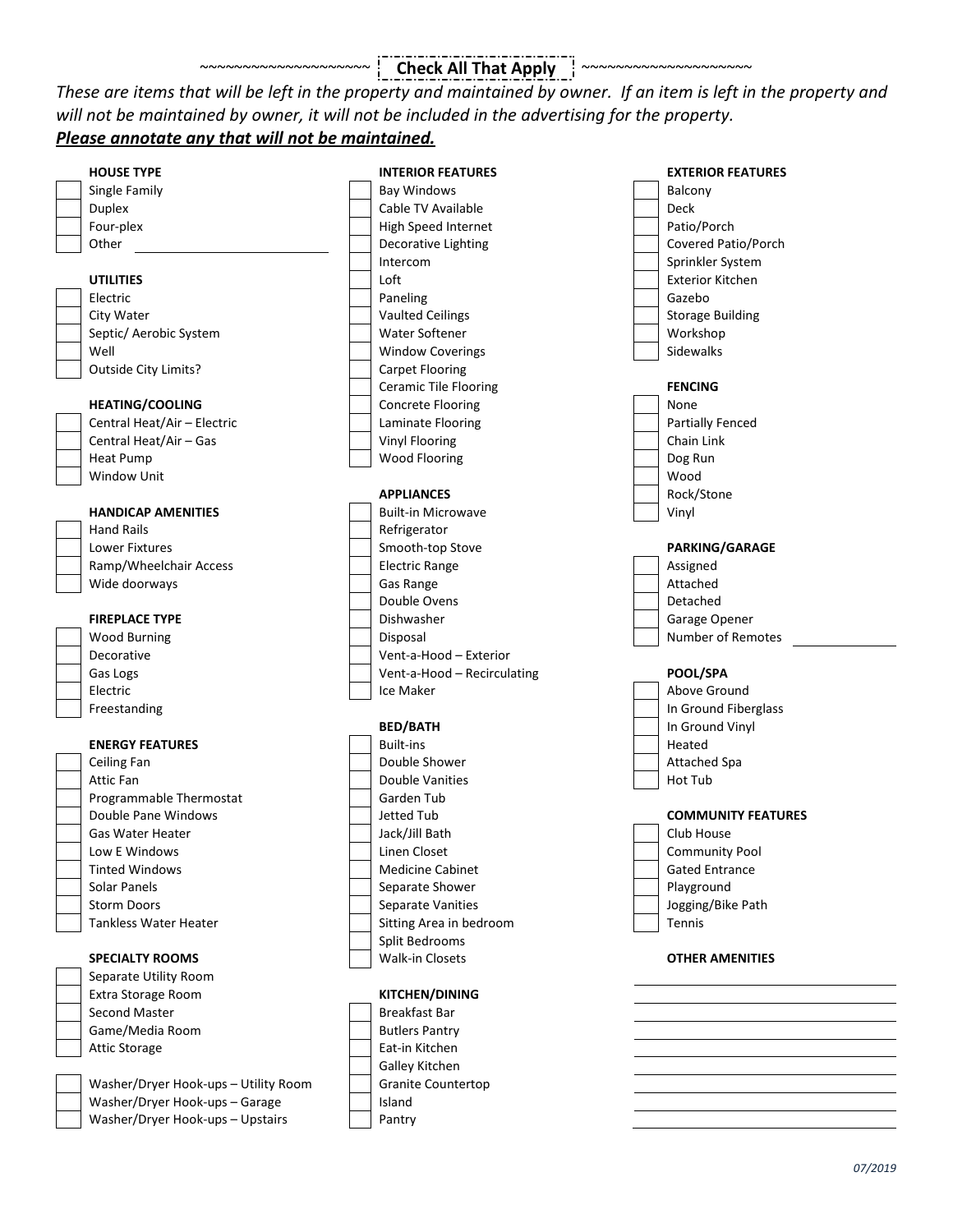~~~~~~~~~~~~~~~~~~~~ **Check All That Apply** ~~~~~~~~~~~~~~~~~~~~

*These are items that will be left in the property and maintained by owner. If an item is left in the property and will not be maintained by owner, it will not be included in the advertising for the property.*

***Please annotate any that will not be maintained.***

**HOUSE TYPE**

- ☐ Single Family
- ☐ Duplex
- ☐ Four-plex
- ☐ Other \_\_\_\_\_\_\_\_\_\_\_\_\_\_\_\_

**UTILITIES**

- ☐ Electric
- ☐ City Water
- ☐ Septic/ Aerobic System
- ☐ Well
- ☐ Outside City Limits?

**HEATING/COOLING**

- ☐ Central Heat/Air – Electric
- ☐ Central Heat/Air – Gas
- ☐ Heat Pump
- ☐ Window Unit

**HANDICAP AMENITIES**

- ☐ Hand Rails
- ☐ Lower Fixtures
- ☐ Ramp/Wheelchair Access
- ☐ Wide doorways

**FIREPLACE TYPE**

- ☐ Wood Burning
- ☐ Decorative
- ☐ Gas Logs
- ☐ Electric
- ☐ Freestanding

**ENERGY FEATURES**

- ☐ Ceiling Fan
- ☐ Attic Fan
- ☐ Programmable Thermostat
- ☐ Double Pane Windows
- ☐ Gas Water Heater
- ☐ Low E Windows
- ☐ Tinted Windows
- ☐ Solar Panels
- ☐ Storm Doors
- ☐ Tankless Water Heater

**SPECIALTY ROOMS**

- ☐ Separate Utility Room
- ☐ Extra Storage Room
- ☐ Second Master
- ☐ Game/Media Room
- ☐ Attic Storage

- ☐ Washer/Dryer Hook-ups – Utility Room
- ☐ Washer/Dryer Hook-ups – Garage
- ☐ Washer/Dryer Hook-ups – Upstairs

**INTERIOR FEATURES**

- ☐ Bay Windows
- ☐ Cable TV Available
- ☐ High Speed Internet
- ☐ Decorative Lighting
- ☐ Intercom
- ☐ Loft
- ☐ Paneling
- ☐ Vaulted Ceilings
- ☐ Water Softener
- ☐ Window Coverings
- ☐ Carpet Flooring
- ☐ Ceramic Tile Flooring
- ☐ Concrete Flooring
- ☐ Laminate Flooring
- ☐ Vinyl Flooring
- ☐ Wood Flooring

**APPLIANCES**

- ☐ Built-in Microwave
- ☐ Refrigerator
- ☐ Smooth-top Stove
- ☐ Electric Range
- ☐ Gas Range
- ☐ Double Ovens
- ☐ Dishwasher
- ☐ Disposal
- ☐ Vent-a-Hood – Exterior
- ☐ Vent-a-Hood – Recirculating
- ☐ Ice Maker

**BED/BATH**

- ☐ Built-ins
- ☐ Double Shower
- ☐ Double Vanities
- ☐ Garden Tub
- ☐ Jetted Tub
- ☐ Jack/Jill Bath
- ☐ Linen Closet
- ☐ Medicine Cabinet
- ☐ Separate Shower
- ☐ Separate Vanities
- ☐ Sitting Area in bedroom
- ☐ Split Bedrooms
- ☐ Walk-in Closets

**KITCHEN/DINING**

- ☐ Breakfast Bar
- ☐ Butlers Pantry
- ☐ Eat-in Kitchen
- ☐ Galley Kitchen
- ☐ Granite Countertop
- ☐ Island
- ☐ Pantry

**EXTERIOR FEATURES**

- ☐ Balcony
- ☐ Deck
- ☐ Patio/Porch
- ☐ Covered Patio/Porch
- ☐ Sprinkler System
- ☐ Exterior Kitchen
- ☐ Gazebo
- ☐ Storage Building
- ☐ Workshop
- ☐ Sidewalks

**FENCING**

- ☐ None
- ☐ Partially Fenced
- ☐ Chain Link
- ☐ Dog Run
- ☐ Wood
- ☐ Rock/Stone
- ☐ Vinyl

**PARKING/GARAGE**

- ☐ Assigned
- ☐ Attached
- ☐ Detached
- ☐ Garage Opener
- ☐ Number of Remotes \_\_\_\_\_\_\_\_\_\_\_\_

**POOL/SPA**

- ☐ Above Ground
- ☐ In Ground Fiberglass
- ☐ In Ground Vinyl
- ☐ Heated
- ☐ Attached Spa
- ☐ Hot Tub

**COMMUNITY FEATURES**

- ☐ Club House
- ☐ Community Pool
- ☐ Gated Entrance
- ☐ Playground
- ☐ Jogging/Bike Path
- ☐ Tennis

**OTHER AMENITIES**

\_\_\_\_\_\_\_\_\_\_\_\_\_\_\_\_\_\_\_\_\_\_\_\_\_\_\_\_\_\_

\_\_\_\_\_\_\_\_\_\_\_\_\_\_\_\_\_\_\_\_\_\_\_\_\_\_\_\_\_\_

\_\_\_\_\_\_\_\_\_\_\_\_\_\_\_\_\_\_\_\_\_\_\_\_\_\_\_\_\_\_

\_\_\_\_\_\_\_\_\_\_\_\_\_\_\_\_\_\_\_\_\_\_\_\_\_\_\_\_\_\_

\_\_\_\_\_\_\_\_\_\_\_\_\_\_\_\_\_\_\_\_\_\_\_\_\_\_\_\_\_\_

\_\_\_\_\_\_\_\_\_\_\_\_\_\_\_\_\_\_\_\_\_\_\_\_\_\_\_\_\_\_

\_\_\_\_\_\_\_\_\_\_\_\_\_\_\_\_\_\_\_\_\_\_\_\_\_\_\_\_\_\_

\_\_\_\_\_\_\_\_\_\_\_\_\_\_\_\_\_\_\_\_\_\_\_\_\_\_\_\_\_\_

*07/2019*